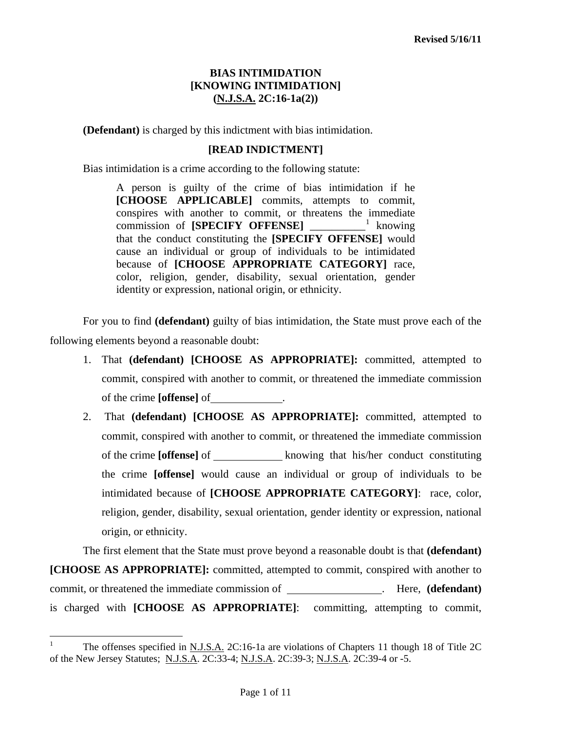Revised 5/16/11

# BIAS INTIMIDATION
## [KNOWING INTIMIDATION]
## (N.J.S.A. 2C:16-1a(2))

**(Defendant)** is charged by this indictment with bias intimidation.

**[READ INDICTMENT]**

Bias intimidation is a crime according to the following statute:

> A person is guilty of the crime of bias intimidation if he **[CHOOSE APPLICABLE]** commits, attempts to commit, conspires with another to commit, or threatens the immediate commission of **[SPECIFY OFFENSE]** __________[1] knowing that the conduct constituting the **[SPECIFY OFFENSE]** would cause an individual or group of individuals to be intimidated because of **[CHOOSE APPROPRIATE CATEGORY]** race, color, religion, gender, disability, sexual orientation, gender identity or expression, national origin, or ethnicity.

For you to find **(defendant)** guilty of bias intimidation, the State must prove each of the following elements beyond a reasonable doubt:

1. That **(defendant) [CHOOSE AS APPROPRIATE]:** committed, attempted to commit, conspired with another to commit, or threatened the immediate commission of the crime **[offense]** of_____________.
2. That **(defendant) [CHOOSE AS APPROPRIATE]:** committed, attempted to commit, conspired with another to commit, or threatened the immediate commission of the crime **[offense]** of _____________ knowing that his/her conduct constituting the crime **[offense]** would cause an individual or group of individuals to be intimidated because of **[CHOOSE APPROPRIATE CATEGORY]**: race, color, religion, gender, disability, sexual orientation, gender identity or expression, national origin, or ethnicity.

The first element that the State must prove beyond a reasonable doubt is that **(defendant) [CHOOSE AS APPROPRIATE]:** committed, attempted to commit, conspired with another to commit, or threatened the immediate commission of _________________. Here, **(defendant)** is charged with **[CHOOSE AS APPROPRIATE]**: committing, attempting to commit,

---

[1] The offenses specified in N.J.S.A. 2C:16-1a are violations of Chapters 11 though 18 of Title 2C of the New Jersey Statutes; N.J.S.A. 2C:33-4; N.J.S.A. 2C:39-3; N.J.S.A. 2C:39-4 or -5.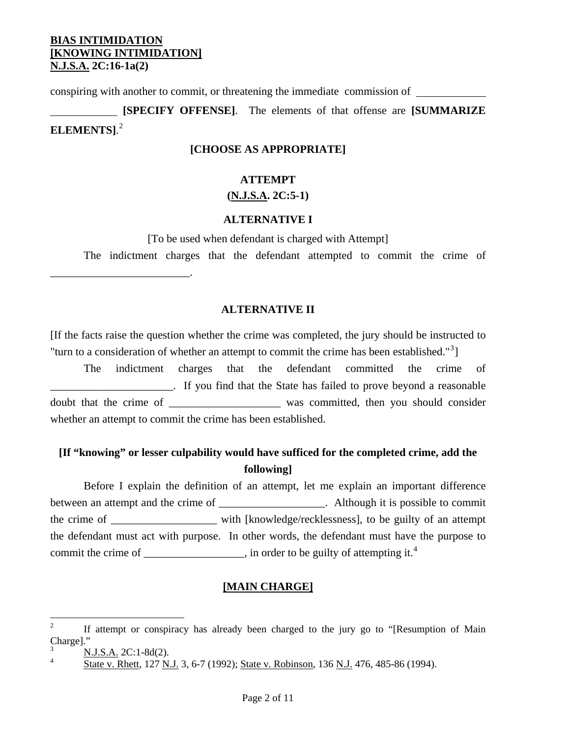conspiring with another to commit, or threatening the immediate commission of ____________ ____________ **[SPECIFY OFFENSE]**. The elements of that offense are **[SUMMARIZE ELEMENTS]**.[2]

**[CHOOSE AS APPROPRIATE]**

**ATTEMPT**
**(N.J.S.A. 2C:5-1)**

**ALTERNATIVE I**

[To be used when defendant is charged with Attempt]

The indictment charges that the defendant attempted to commit the crime of _________________________.

**ALTERNATIVE II**

[If the facts raise the question whether the crime was completed, the jury should be instructed to "turn to a consideration of whether an attempt to commit the crime has been established."[3]]

The indictment charges that the defendant committed the crime of ______________________. If you find that the State has failed to prove beyond a reasonable doubt that the crime of ___________________ was committed, then you should consider whether an attempt to commit the crime has been established.

**[If "knowing" or lesser culpability would have sufficed for the completed crime, add the following]**

Before I explain the definition of an attempt, let me explain an important difference between an attempt and the crime of __________________. Although it is possible to commit the crime of __________________ with [knowledge/recklessness], to be guilty of an attempt the defendant must act with purpose. In other words, the defendant must have the purpose to commit the crime of _________________, in order to be guilty of attempting it.[4]

**[MAIN CHARGE]**

---

[2] If attempt or conspiracy has already been charged to the jury go to "[Resumption of Main Charge]."

[3] N.J.S.A. 2C:1-8d(2).

[4] State v. Rhett, 127 N.J. 3, 6-7 (1992); State v. Robinson, 136 N.J. 476, 485-86 (1994).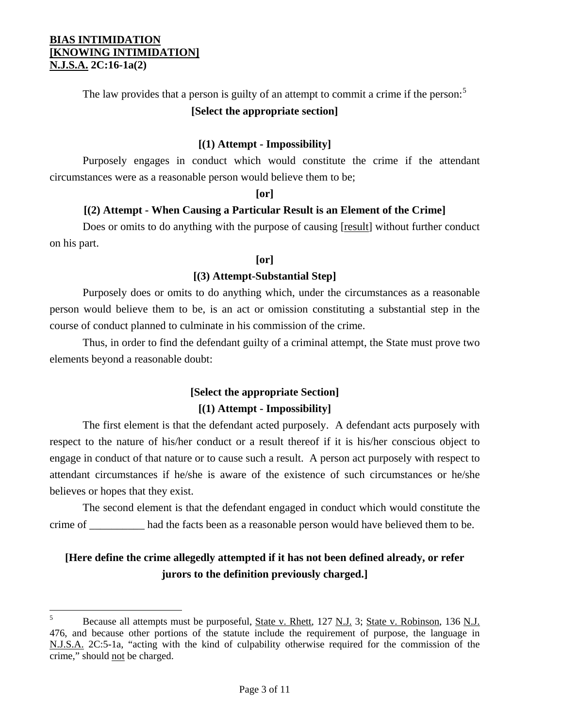The law provides that a person is guilty of an attempt to commit a crime if the person:[5]

**[Select the appropriate section]**

**[(1) Attempt - Impossibility]**

Purposely engages in conduct which would constitute the crime if the attendant circumstances were as a reasonable person would believe them to be;

**[or]**

**[(2) Attempt - When Causing a Particular Result is an Element of the Crime]**

Does or omits to do anything with the purpose of causing [result] without further conduct on his part.

**[or]**

**[(3) Attempt-Substantial Step]**

Purposely does or omits to do anything which, under the circumstances as a reasonable person would believe them to be, is an act or omission constituting a substantial step in the course of conduct planned to culminate in his commission of the crime.

Thus, in order to find the defendant guilty of a criminal attempt, the State must prove two elements beyond a reasonable doubt:

**[Select the appropriate Section]**

**[(1) Attempt - Impossibility]**

The first element is that the defendant acted purposely. A defendant acts purposely with respect to the nature of his/her conduct or a result thereof if it is his/her conscious object to engage in conduct of that nature or to cause such a result. A person act purposely with respect to attendant circumstances if he/she is aware of the existence of such circumstances or he/she believes or hopes that they exist.

The second element is that the defendant engaged in conduct which would constitute the crime of __________ had the facts been as a reasonable person would have believed them to be.

**[Here define the crime allegedly attempted if it has not been defined already, or refer jurors to the definition previously charged.]**

---

[5] Because all attempts must be purposeful, State v. Rhett, 127 N.J. 3; State v. Robinson, 136 N.J. 476, and because other portions of the statute include the requirement of purpose, the language in N.J.S.A. 2C:5-1a, "acting with the kind of culpability otherwise required for the commission of the crime," should not be charged.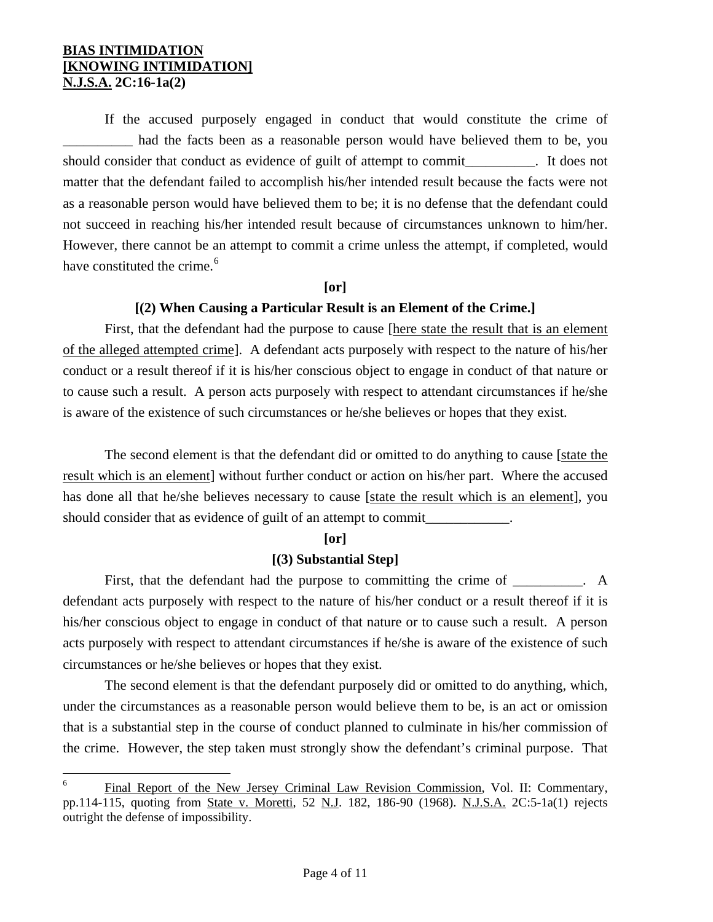If the accused purposely engaged in conduct that would constitute the crime of __________ had the facts been as a reasonable person would have believed them to be, you should consider that conduct as evidence of guilt of attempt to commit__________. It does not matter that the defendant failed to accomplish his/her intended result because the facts were not as a reasonable person would have believed them to be; it is no defense that the defendant could not succeed in reaching his/her intended result because of circumstances unknown to him/her. However, there cannot be an attempt to commit a crime unless the attempt, if completed, would have constituted the crime.[6]

**[or]**

**[(2) When Causing a Particular Result is an Element of the Crime.]**

First, that the defendant had the purpose to cause [here state the result that is an element of the alleged attempted crime]. A defendant acts purposely with respect to the nature of his/her conduct or a result thereof if it is his/her conscious object to engage in conduct of that nature or to cause such a result. A person acts purposely with respect to attendant circumstances if he/she is aware of the existence of such circumstances or he/she believes or hopes that they exist.

The second element is that the defendant did or omitted to do anything to cause [state the result which is an element] without further conduct or action on his/her part. Where the accused has done all that he/she believes necessary to cause [state the result which is an element], you should consider that as evidence of guilt of an attempt to commit____________.

**[or]**

**[(3) Substantial Step]**

First, that the defendant had the purpose to committing the crime of __________. A defendant acts purposely with respect to the nature of his/her conduct or a result thereof if it is his/her conscious object to engage in conduct of that nature or to cause such a result. A person acts purposely with respect to attendant circumstances if he/she is aware of the existence of such circumstances or he/she believes or hopes that they exist.

The second element is that the defendant purposely did or omitted to do anything, which, under the circumstances as a reasonable person would believe them to be, is an act or omission that is a substantial step in the course of conduct planned to culminate in his/her commission of the crime. However, the step taken must strongly show the defendant's criminal purpose. That

---

[6] Final Report of the New Jersey Criminal Law Revision Commission, Vol. II: Commentary, pp.114-115, quoting from State v. Moretti, 52 N.J. 182, 186-90 (1968). N.J.S.A. 2C:5-1a(1) rejects outright the defense of impossibility.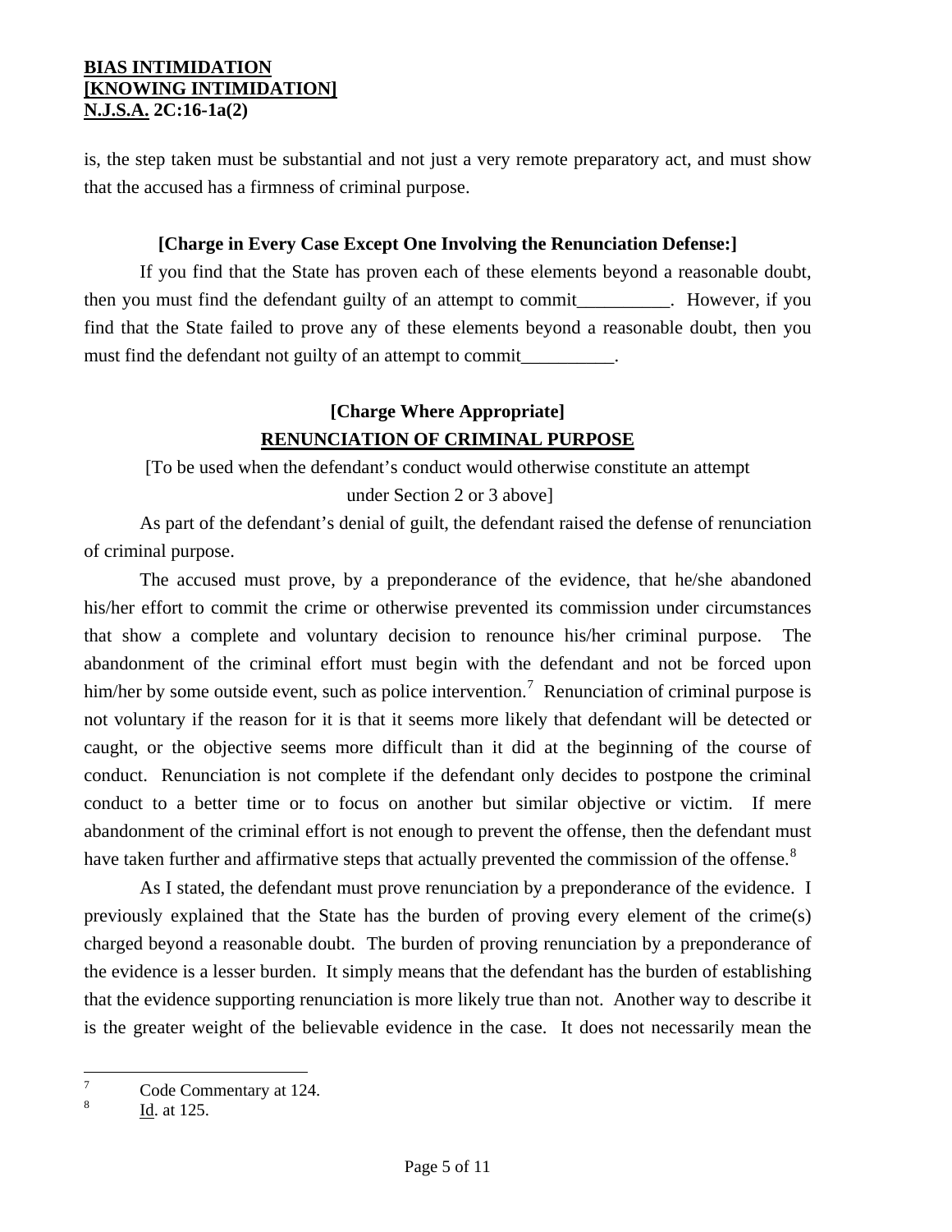is, the step taken must be substantial and not just a very remote preparatory act, and must show that the accused has a firmness of criminal purpose.

**[Charge in Every Case Except One Involving the Renunciation Defense:]**

If you find that the State has proven each of these elements beyond a reasonable doubt, then you must find the defendant guilty of an attempt to commit__________. However, if you find that the State failed to prove any of these elements beyond a reasonable doubt, then you must find the defendant not guilty of an attempt to commit__________.

**[Charge Where Appropriate]**

**RENUNCIATION OF CRIMINAL PURPOSE**

[To be used when the defendant's conduct would otherwise constitute an attempt under Section 2 or 3 above]

As part of the defendant's denial of guilt, the defendant raised the defense of renunciation of criminal purpose.

The accused must prove, by a preponderance of the evidence, that he/she abandoned his/her effort to commit the crime or otherwise prevented its commission under circumstances that show a complete and voluntary decision to renounce his/her criminal purpose. The abandonment of the criminal effort must begin with the defendant and not be forced upon him/her by some outside event, such as police intervention.[7] Renunciation of criminal purpose is not voluntary if the reason for it is that it seems more likely that defendant will be detected or caught, or the objective seems more difficult than it did at the beginning of the course of conduct. Renunciation is not complete if the defendant only decides to postpone the criminal conduct to a better time or to focus on another but similar objective or victim. If mere abandonment of the criminal effort is not enough to prevent the offense, then the defendant must have taken further and affirmative steps that actually prevented the commission of the offense.[8]

As I stated, the defendant must prove renunciation by a preponderance of the evidence. I previously explained that the State has the burden of proving every element of the crime(s) charged beyond a reasonable doubt. The burden of proving renunciation by a preponderance of the evidence is a lesser burden. It simply means that the defendant has the burden of establishing that the evidence supporting renunciation is more likely true than not. Another way to describe it is the greater weight of the believable evidence in the case. It does not necessarily mean the

---

[7] Code Commentary at 124.

[8] Id. at 125.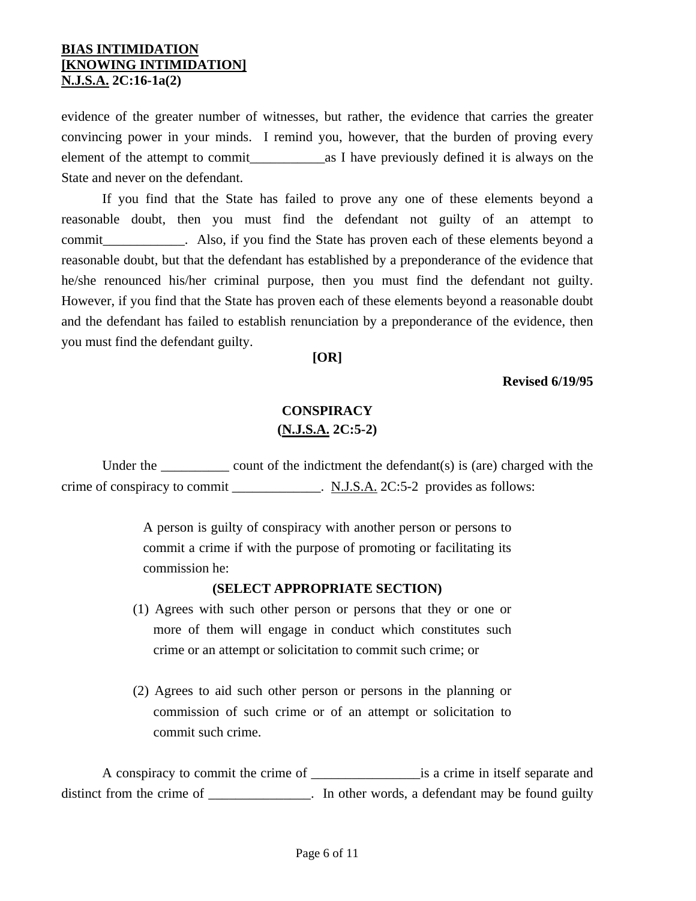evidence of the greater number of witnesses, but rather, the evidence that carries the greater convincing power in your minds. I remind you, however, that the burden of proving every element of the attempt to commit___________as I have previously defined it is always on the State and never on the defendant.

If you find that the State has failed to prove any one of these elements beyond a reasonable doubt, then you must find the defendant not guilty of an attempt to commit____________. Also, if you find the State has proven each of these elements beyond a reasonable doubt, but that the defendant has established by a preponderance of the evidence that he/she renounced his/her criminal purpose, then you must find the defendant not guilty. However, if you find that the State has proven each of these elements beyond a reasonable doubt and the defendant has failed to establish renunciation by a preponderance of the evidence, then you must find the defendant guilty.

**[OR]**

**Revised 6/19/95**

## CONSPIRACY
## (N.J.S.A. 2C:5-2)

Under the __________ count of the indictment the defendant(s) is (are) charged with the crime of conspiracy to commit _____________. N.J.S.A. 2C:5-2 provides as follows:

> A person is guilty of conspiracy with another person or persons to commit a crime if with the purpose of promoting or facilitating its commission he:
>
> **(SELECT APPROPRIATE SECTION)**
>
> (1) Agrees with such other person or persons that they or one or more of them will engage in conduct which constitutes such crime or an attempt or solicitation to commit such crime; or
>
> (2) Agrees to aid such other person or persons in the planning or commission of such crime or of an attempt or solicitation to commit such crime.

A conspiracy to commit the crime of ________________is a crime in itself separate and distinct from the crime of _______________. In other words, a defendant may be found guilty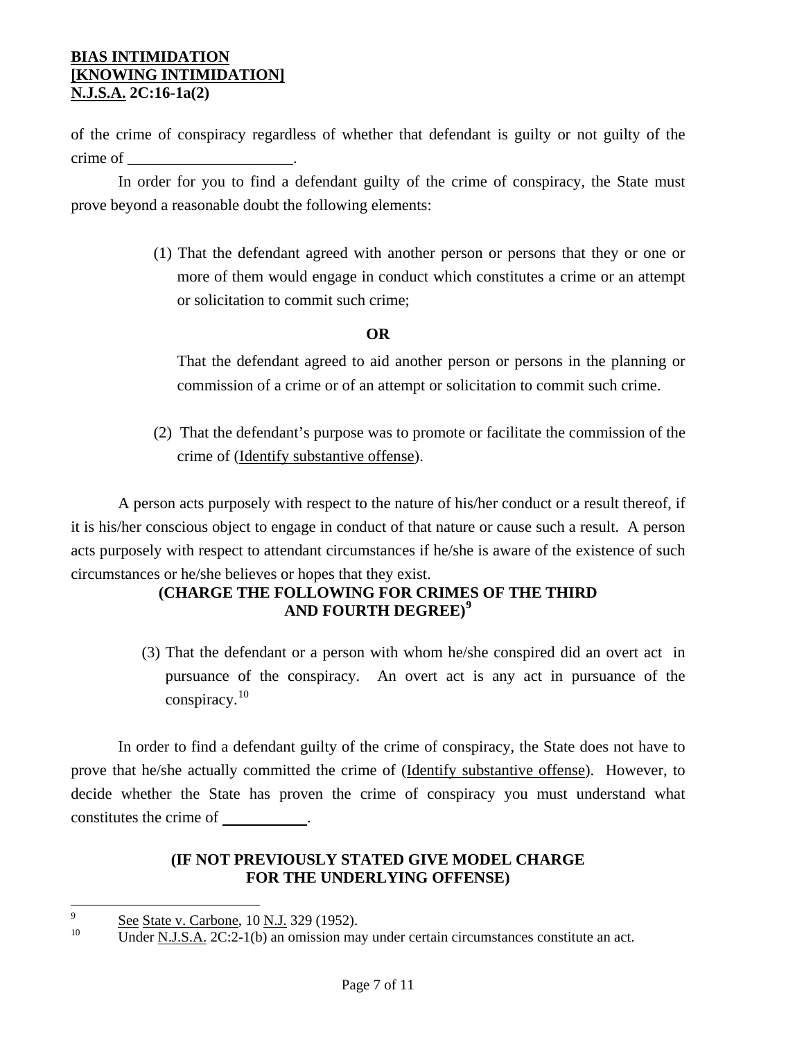of the crime of conspiracy regardless of whether that defendant is guilty or not guilty of the crime of ____________________.

In order for you to find a defendant guilty of the crime of conspiracy, the State must prove beyond a reasonable doubt the following elements:

> (1) That the defendant agreed with another person or persons that they or one or more of them would engage in conduct which constitutes a crime or an attempt or solicitation to commit such crime;
>
> **OR**
>
> That the defendant agreed to aid another person or persons in the planning or commission of a crime or of an attempt or solicitation to commit such crime.
>
> (2) That the defendant's purpose was to promote or facilitate the commission of the crime of (Identify substantive offense).

A person acts purposely with respect to the nature of his/her conduct or a result thereof, if it is his/her conscious object to engage in conduct of that nature or cause such a result. A person acts purposely with respect to attendant circumstances if he/she is aware of the existence of such circumstances or he/she believes or hopes that they exist.

**(CHARGE THE FOLLOWING FOR CRIMES OF THE THIRD AND FOURTH DEGREE)**[9]

> (3) That the defendant or a person with whom he/she conspired did an overt act in pursuance of the conspiracy. An overt act is any act in pursuance of the conspiracy.[10]

In order to find a defendant guilty of the crime of conspiracy, the State does not have to prove that he/she actually committed the crime of (Identify substantive offense). However, to decide whether the State has proven the crime of conspiracy you must understand what constitutes the crime of __________.

**(IF NOT PREVIOUSLY STATED GIVE MODEL CHARGE FOR THE UNDERLYING OFFENSE)**

---

[9] See State v. Carbone, 10 N.J. 329 (1952).

[10] Under N.J.S.A. 2C:2-1(b) an omission may under certain circumstances constitute an act.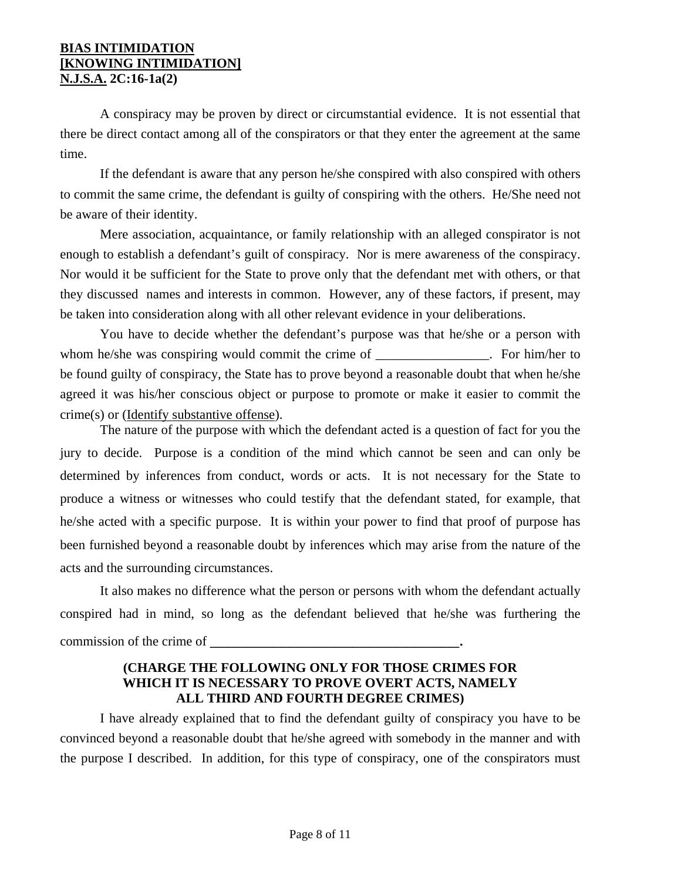A conspiracy may be proven by direct or circumstantial evidence. It is not essential that there be direct contact among all of the conspirators or that they enter the agreement at the same time.

If the defendant is aware that any person he/she conspired with also conspired with others to commit the same crime, the defendant is guilty of conspiring with the others. He/She need not be aware of their identity.

Mere association, acquaintance, or family relationship with an alleged conspirator is not enough to establish a defendant's guilt of conspiracy. Nor is mere awareness of the conspiracy. Nor would it be sufficient for the State to prove only that the defendant met with others, or that they discussed names and interests in common. However, any of these factors, if present, may be taken into consideration along with all other relevant evidence in your deliberations.

You have to decide whether the defendant's purpose was that he/she or a person with whom he/she was conspiring would commit the crime of _________________. For him/her to be found guilty of conspiracy, the State has to prove beyond a reasonable doubt that when he/she agreed it was his/her conscious object or purpose to promote or make it easier to commit the crime(s) or (Identify substantive offense).

The nature of the purpose with which the defendant acted is a question of fact for you the jury to decide. Purpose is a condition of the mind which cannot be seen and can only be determined by inferences from conduct, words or acts. It is not necessary for the State to produce a witness or witnesses who could testify that the defendant stated, for example, that he/she acted with a specific purpose. It is within your power to find that proof of purpose has been furnished beyond a reasonable doubt by inferences which may arise from the nature of the acts and the surrounding circumstances.

It also makes no difference what the person or persons with whom the defendant actually conspired had in mind, so long as the defendant believed that he/she was furthering the commission of the crime of **_____________________________________.**

**(CHARGE THE FOLLOWING ONLY FOR THOSE CRIMES FOR WHICH IT IS NECESSARY TO PROVE OVERT ACTS, NAMELY ALL THIRD AND FOURTH DEGREE CRIMES)**

I have already explained that to find the defendant guilty of conspiracy you have to be convinced beyond a reasonable doubt that he/she agreed with somebody in the manner and with the purpose I described. In addition, for this type of conspiracy, one of the conspirators must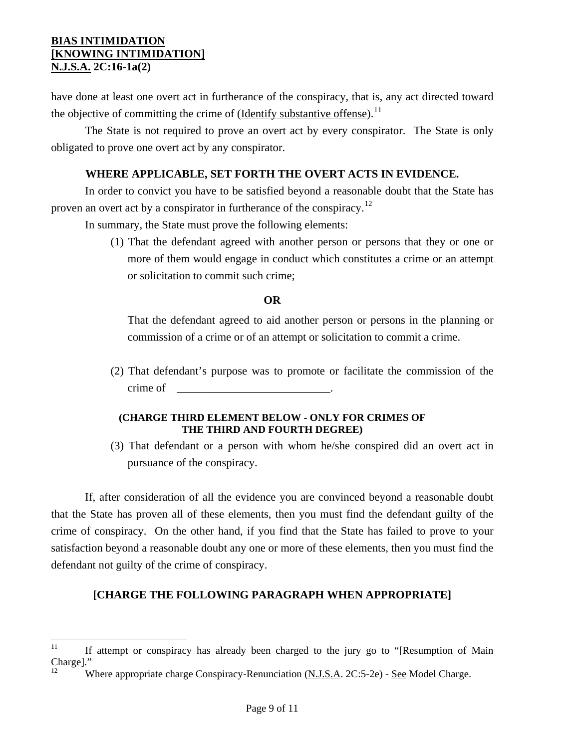have done at least one overt act in furtherance of the conspiracy, that is, any act directed toward the objective of committing the crime of (Identify substantive offense).[11]

The State is not required to prove an overt act by every conspirator. The State is only obligated to prove one overt act by any conspirator.

**WHERE APPLICABLE, SET FORTH THE OVERT ACTS IN EVIDENCE.**

In order to convict you have to be satisfied beyond a reasonable doubt that the State has proven an overt act by a conspirator in furtherance of the conspiracy.[12]

In summary, the State must prove the following elements:

(1) That the defendant agreed with another person or persons that they or one or more of them would engage in conduct which constitutes a crime or an attempt or solicitation to commit such crime;

**OR**

That the defendant agreed to aid another person or persons in the planning or commission of a crime or of an attempt or solicitation to commit a crime.

(2) That defendant's purpose was to promote or facilitate the commission of the crime of ___________________________.

**(CHARGE THIRD ELEMENT BELOW - ONLY FOR CRIMES OF THE THIRD AND FOURTH DEGREE)**

(3) That defendant or a person with whom he/she conspired did an overt act in pursuance of the conspiracy.

If, after consideration of all the evidence you are convinced beyond a reasonable doubt that the State has proven all of these elements, then you must find the defendant guilty of the crime of conspiracy. On the other hand, if you find that the State has failed to prove to your satisfaction beyond a reasonable doubt any one or more of these elements, then you must find the defendant not guilty of the crime of conspiracy.

**[CHARGE THE FOLLOWING PARAGRAPH WHEN APPROPRIATE]**

---

[11] If attempt or conspiracy has already been charged to the jury go to "[Resumption of Main Charge]."

[12] Where appropriate charge Conspiracy-Renunciation (N.J.S.A. 2C:5-2e) - See Model Charge.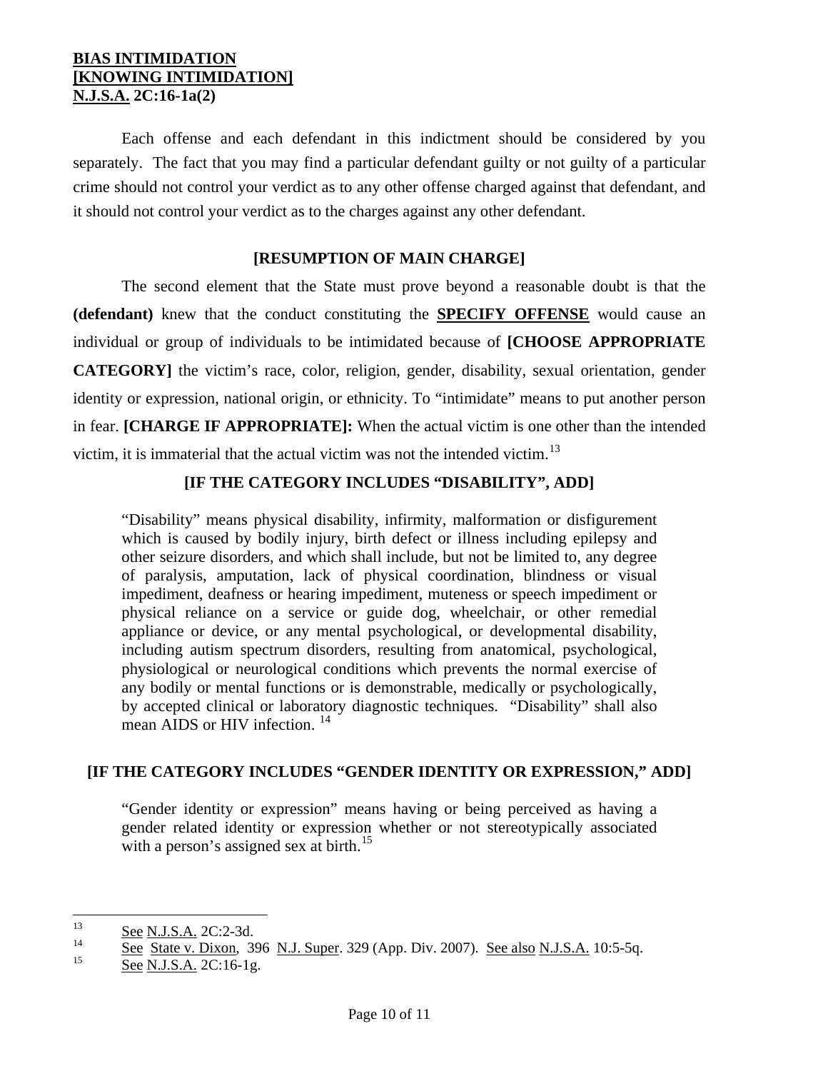**BIAS INTIMIDATION**
**[KNOWING INTIMIDATION]**
**N.J.S.A. 2C:16-1a(2)**

Each offense and each defendant in this indictment should be considered by you separately. The fact that you may find a particular defendant guilty or not guilty of a particular crime should not control your verdict as to any other offense charged against that defendant, and it should not control your verdict as to the charges against any other defendant.

**[RESUMPTION OF MAIN CHARGE]**

The second element that the State must prove beyond a reasonable doubt is that the **(defendant)** knew that the conduct constituting the **SPECIFY OFFENSE** would cause an individual or group of individuals to be intimidated because of **[CHOOSE APPROPRIATE CATEGORY]** the victim's race, color, religion, gender, disability, sexual orientation, gender identity or expression, national origin, or ethnicity. To "intimidate" means to put another person in fear. **[CHARGE IF APPROPRIATE]:** When the actual victim is one other than the intended victim, it is immaterial that the actual victim was not the intended victim.[13]

**[IF THE CATEGORY INCLUDES "DISABILITY", ADD]**

> "Disability" means physical disability, infirmity, malformation or disfigurement which is caused by bodily injury, birth defect or illness including epilepsy and other seizure disorders, and which shall include, but not be limited to, any degree of paralysis, amputation, lack of physical coordination, blindness or visual impediment, deafness or hearing impediment, muteness or speech impediment or physical reliance on a service or guide dog, wheelchair, or other remedial appliance or device, or any mental psychological, or developmental disability, including autism spectrum disorders, resulting from anatomical, psychological, physiological or neurological conditions which prevents the normal exercise of any bodily or mental functions or is demonstrable, medically or psychologically, by accepted clinical or laboratory diagnostic techniques. "Disability" shall also mean AIDS or HIV infection.[14]

**[IF THE CATEGORY INCLUDES "GENDER IDENTITY OR EXPRESSION," ADD]**

> "Gender identity or expression" means having or being perceived as having a gender related identity or expression whether or not stereotypically associated with a person's assigned sex at birth.[15]

---

[13] See N.J.S.A. 2C:2-3d.

[14] See State v. Dixon, 396 N.J. Super. 329 (App. Div. 2007). See also N.J.S.A. 10:5-5q.

[15] See N.J.S.A. 2C:16-1g.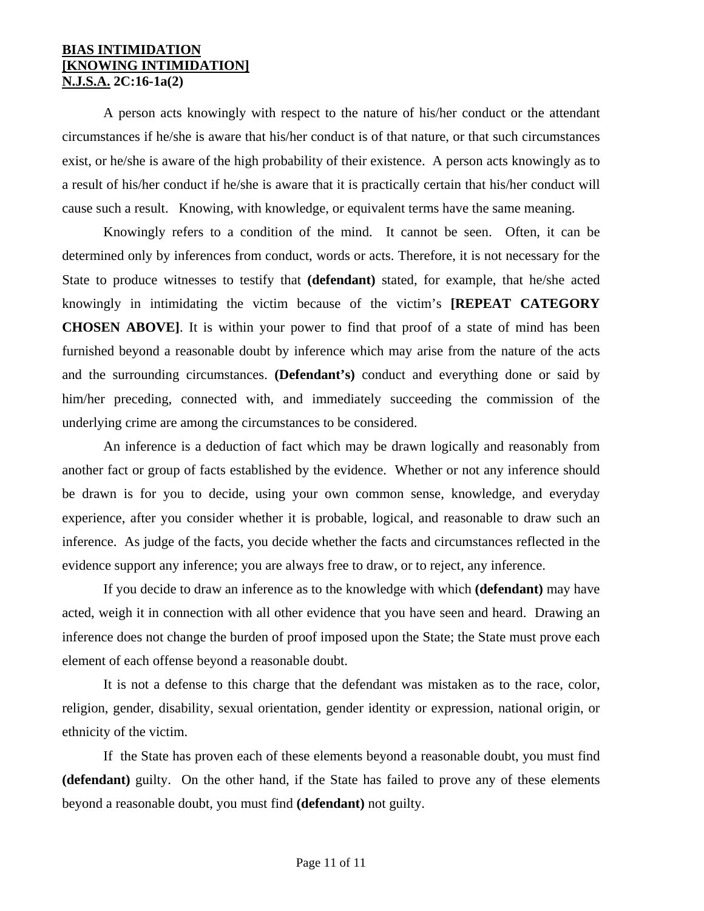**BIAS INTIMIDATION**
**[KNOWING INTIMIDATION]**
**N.J.S.A. 2C:16-1a(2)**

A person acts knowingly with respect to the nature of his/her conduct or the attendant circumstances if he/she is aware that his/her conduct is of that nature, or that such circumstances exist, or he/she is aware of the high probability of their existence. A person acts knowingly as to a result of his/her conduct if he/she is aware that it is practically certain that his/her conduct will cause such a result. Knowing, with knowledge, or equivalent terms have the same meaning.

Knowingly refers to a condition of the mind. It cannot be seen. Often, it can be determined only by inferences from conduct, words or acts. Therefore, it is not necessary for the State to produce witnesses to testify that **(defendant)** stated, for example, that he/she acted knowingly in intimidating the victim because of the victim's **[REPEAT CATEGORY CHOSEN ABOVE]**. It is within your power to find that proof of a state of mind has been furnished beyond a reasonable doubt by inference which may arise from the nature of the acts and the surrounding circumstances. **(Defendant's)** conduct and everything done or said by him/her preceding, connected with, and immediately succeeding the commission of the underlying crime are among the circumstances to be considered.

An inference is a deduction of fact which may be drawn logically and reasonably from another fact or group of facts established by the evidence. Whether or not any inference should be drawn is for you to decide, using your own common sense, knowledge, and everyday experience, after you consider whether it is probable, logical, and reasonable to draw such an inference. As judge of the facts, you decide whether the facts and circumstances reflected in the evidence support any inference; you are always free to draw, or to reject, any inference.

If you decide to draw an inference as to the knowledge with which **(defendant)** may have acted, weigh it in connection with all other evidence that you have seen and heard. Drawing an inference does not change the burden of proof imposed upon the State; the State must prove each element of each offense beyond a reasonable doubt.

It is not a defense to this charge that the defendant was mistaken as to the race, color, religion, gender, disability, sexual orientation, gender identity or expression, national origin, or ethnicity of the victim.

If the State has proven each of these elements beyond a reasonable doubt, you must find **(defendant)** guilty. On the other hand, if the State has failed to prove any of these elements beyond a reasonable doubt, you must find **(defendant)** not guilty.